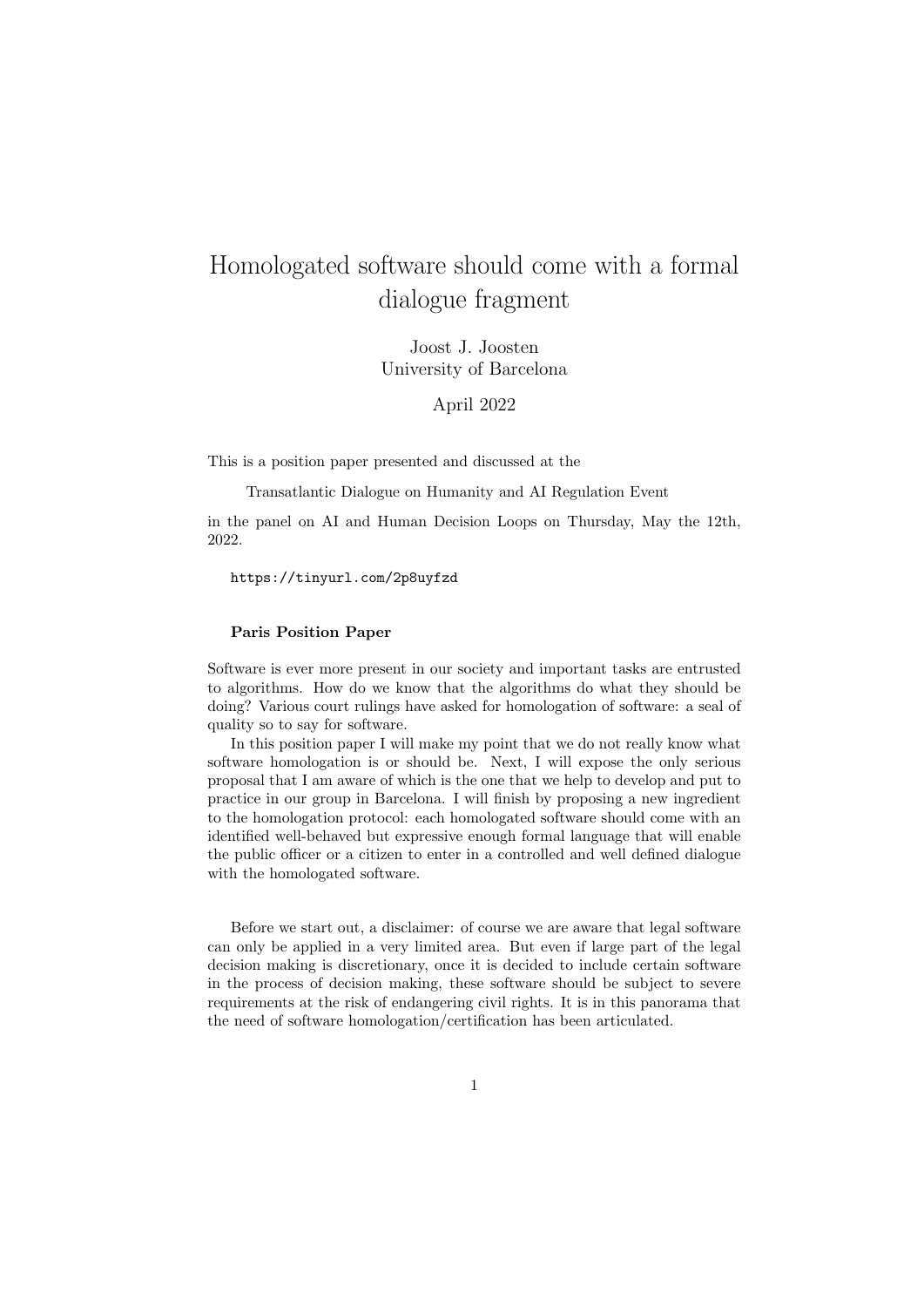# Homologated software should come with a formal dialogue fragment

Joost J. Joosten
University of Barcelona

April 2022

This is a position paper presented and discussed at the

Transatlantic Dialogue on Humanity and AI Regulation Event

in the panel on AI and Human Decision Loops on Thursday, May the 12th, 2022.

```
https://tinyurl.com/2p8uyfzd
```

### Paris Position Paper

Software is ever more present in our society and important tasks are entrusted to algorithms. How do we know that the algorithms do what they should be doing? Various court rulings have asked for homologation of software: a seal of quality so to say for software.

In this position paper I will make my point that we do not really know what software homologation is or should be. Next, I will expose the only serious proposal that I am aware of which is the one that we help to develop and put to practice in our group in Barcelona. I will finish by proposing a new ingredient to the homologation protocol: each homologated software should come with an identified well-behaved but expressive enough formal language that will enable the public officer or a citizen to enter in a controlled and well defined dialogue with the homologated software.

Before we start out, a disclaimer: of course we are aware that legal software can only be applied in a very limited area. But even if large part of the legal decision making is discretionary, once it is decided to include certain software in the process of decision making, these software should be subject to severe requirements at the risk of endangering civil rights. It is in this panorama that the need of software homologation/certification has been articulated.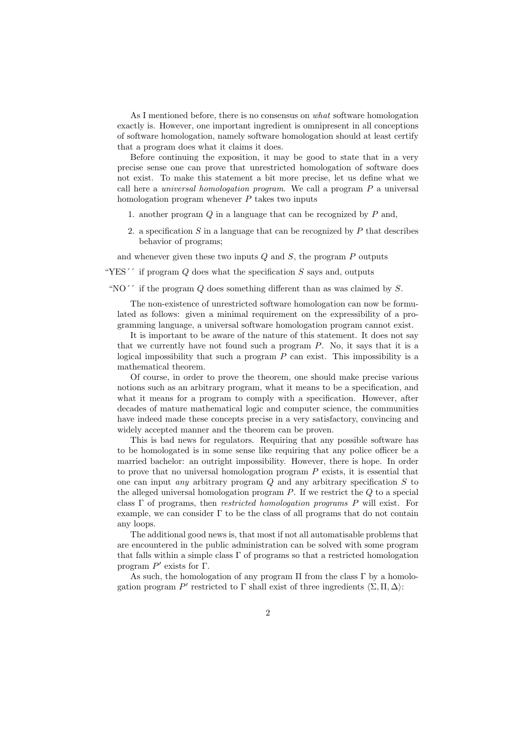As I mentioned before, there is no consensus on *what* software homologation exactly is. However, one important ingredient is omnipresent in all conceptions of software homologation, namely software homologation should at least certify that a program does what it claims it does.

Before continuing the exposition, it may be good to state that in a very precise sense one can prove that unrestricted homologation of software does not exist. To make this statement a bit more precise, let us define what we call here a *universal homologation program*. We call a program $P$ a universal homologation program whenever $P$ takes two inputs

1. another program $Q$ in a language that can be recognized by $P$ and,
2. a specification $S$ in a language that can be recognized by $P$ that describes behavior of programs;

and whenever given these two inputs $Q$ and $S$, the program $P$ outputs

"YES´´ if program $Q$ does what the specification $S$ says and, outputs

"NO´´ if the program $Q$ does something different than as was claimed by $S$.

The non-existence of unrestricted software homologation can now be formulated as follows: given a minimal requirement on the expressibility of a programming language, a universal software homologation program cannot exist.

It is important to be aware of the nature of this statement. It does not say that we currently have not found such a program $P$. No, it says that it is a logical impossibility that such a program $P$ can exist. This impossibility is a mathematical theorem.

Of course, in order to prove the theorem, one should make precise various notions such as an arbitrary program, what it means to be a specification, and what it means for a program to comply with a specification. However, after decades of mature mathematical logic and computer science, the communities have indeed made these concepts precise in a very satisfactory, convincing and widely accepted manner and the theorem can be proven.

This is bad news for regulators. Requiring that any possible software has to be homologated is in some sense like requiring that any police officer be a married bachelor: an outright impossibility. However, there is hope. In order to prove that no universal homologation program $P$ exists, it is essential that one can input *any* arbitrary program $Q$ and any arbitrary specification $S$ to the alleged universal homologation program $P$. If we restrict the $Q$ to a special class $\Gamma$ of programs, then *restricted homologation programs* $P$ will exist. For example, we can consider $\Gamma$ to be the class of all programs that do not contain any loops.

The additional good news is, that most if not all automatisable problems that are encountered in the public administration can be solved with some program that falls within a simple class $\Gamma$ of programs so that a restricted homologation program $P'$ exists for $\Gamma$.

As such, the homologation of any program $\Pi$ from the class $\Gamma$ by a homologation program $P'$ restricted to $\Gamma$ shall exist of three ingredients $\langle \Sigma, \Pi, \Delta \rangle$: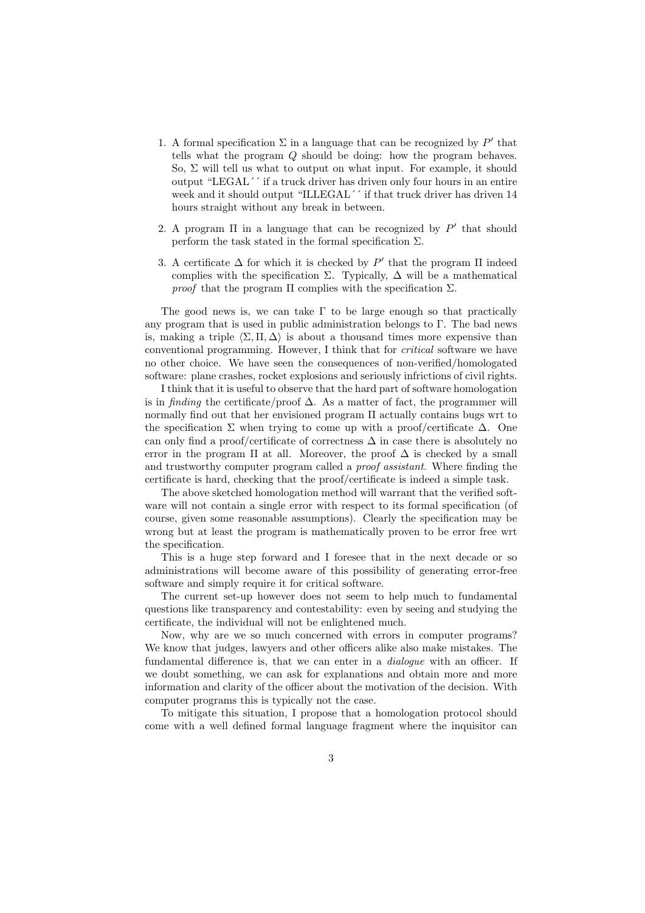1. A formal specification $\Sigma$ in a language that can be recognized by $P'$ that tells what the program $Q$ should be doing: how the program behaves. So, $\Sigma$ will tell us what to output on what input. For example, it should output "LEGAL´´ if a truck driver has driven only four hours in an entire week and it should output "ILLEGAL´´ if that truck driver has driven 14 hours straight without any break in between.

2. A program $\Pi$ in a language that can be recognized by $P'$ that should perform the task stated in the formal specification $\Sigma$.

3. A certificate $\Delta$ for which it is checked by $P'$ that the program $\Pi$ indeed complies with the specification $\Sigma$. Typically, $\Delta$ will be a mathematical *proof* that the program $\Pi$ complies with the specification $\Sigma$.

The good news is, we can take $\Gamma$ to be large enough so that practically any program that is used in public administration belongs to $\Gamma$. The bad news is, making a triple $\langle \Sigma, \Pi, \Delta \rangle$ is about a thousand times more expensive than conventional programming. However, I think that for *critical* software we have no other choice. We have seen the consequences of non-verified/homologated software: plane crashes, rocket explosions and seriously infrictions of civil rights.

I think that it is useful to observe that the hard part of software homologation is in *finding* the certificate/proof $\Delta$. As a matter of fact, the programmer will normally find out that her envisioned program $\Pi$ actually contains bugs wrt to the specification $\Sigma$ when trying to come up with a proof/certificate $\Delta$. One can only find a proof/certificate of correctness $\Delta$ in case there is absolutely no error in the program $\Pi$ at all. Moreover, the proof $\Delta$ is checked by a small and trustworthy computer program called a *proof assistant*. Where finding the certificate is hard, checking that the proof/certificate is indeed a simple task.

The above sketched homologation method will warrant that the verified software will not contain a single error with respect to its formal specification (of course, given some reasonable assumptions). Clearly the specification may be wrong but at least the program is mathematically proven to be error free wrt the specification.

This is a huge step forward and I foresee that in the next decade or so administrations will become aware of this possibility of generating error-free software and simply require it for critical software.

The current set-up however does not seem to help much to fundamental questions like transparency and contestability: even by seeing and studying the certificate, the individual will not be enlightened much.

Now, why are we so much concerned with errors in computer programs? We know that judges, lawyers and other officers alike also make mistakes. The fundamental difference is, that we can enter in a *dialogue* with an officer. If we doubt something, we can ask for explanations and obtain more and more information and clarity of the officer about the motivation of the decision. With computer programs this is typically not the case.

To mitigate this situation, I propose that a homologation protocol should come with a well defined formal language fragment where the inquisitor can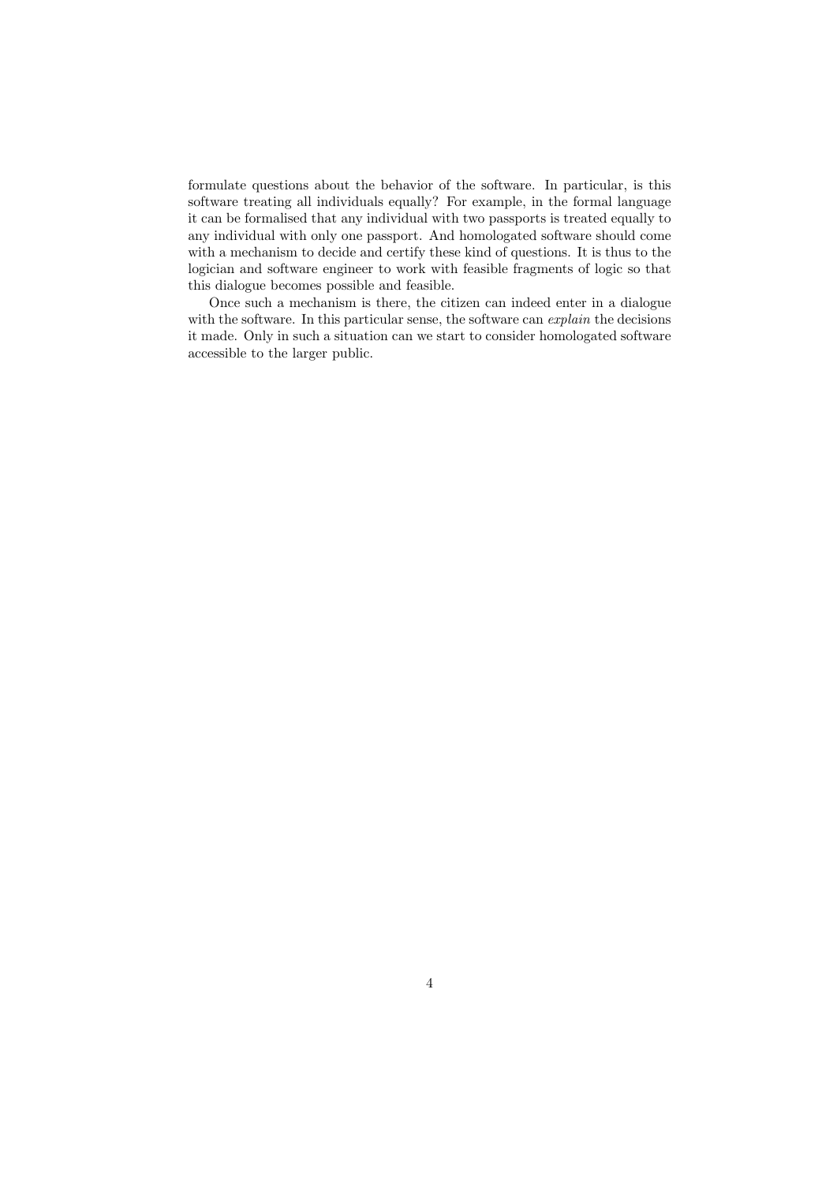formulate questions about the behavior of the software. In particular, is this software treating all individuals equally? For example, in the formal language it can be formalised that any individual with two passports is treated equally to any individual with only one passport. And homologated software should come with a mechanism to decide and certify these kind of questions. It is thus to the logician and software engineer to work with feasible fragments of logic so that this dialogue becomes possible and feasible.

Once such a mechanism is there, the citizen can indeed enter in a dialogue with the software. In this particular sense, the software can *explain* the decisions it made. Only in such a situation can we start to consider homologated software accessible to the larger public.